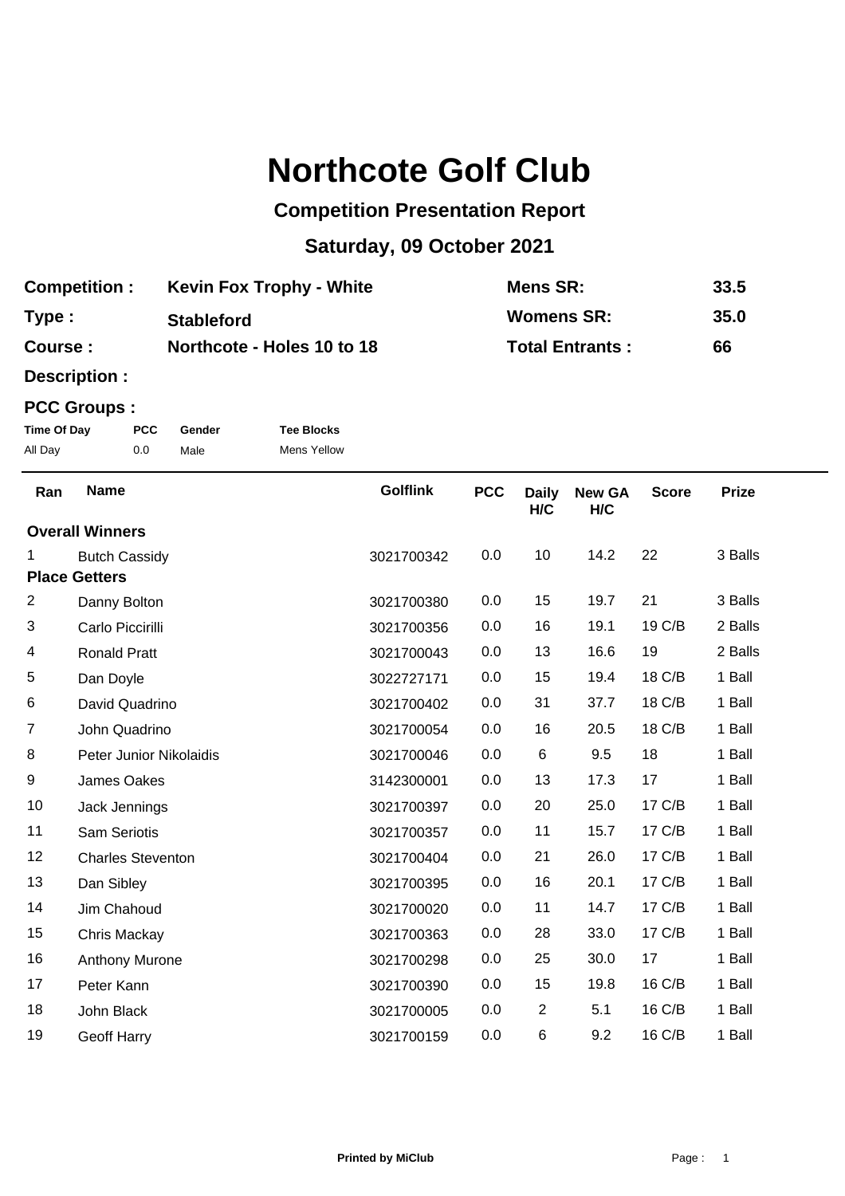# Northcote Golf Club

## Competition Presentation Report

## Saturday, 09 October 2021

| | | | |
|---|---|---|---|
| **Competition :** | **Kevin Fox Trophy - White** | **Mens SR:** | **33.5** |
| **Type :** | **Stableford** | **Womens SR:** | **35.0** |
| **Course :** | **Northcote - Holes 10 to 18** | **Total Entrants :** | **66** |

**Description :**

**PCC Groups :**

| Time Of Day | PCC | Gender | Tee Blocks |
|---|---|---|---|
| All Day | 0.0 | Male | Mens Yellow |

| Ran | Name | Golflink | PCC | Daily H/C | New GA H/C | Score | Prize |
|---|---|---|---|---|---|---|---|
| **Overall Winners** | | | | | | | |
| 1 | Butch Cassidy | 3021700342 | 0.0 | 10 | 14.2 | 22 | 3 Balls |
| **Place Getters** | | | | | | | |
| 2 | Danny Bolton | 3021700380 | 0.0 | 15 | 19.7 | 21 | 3 Balls |
| 3 | Carlo Piccirilli | 3021700356 | 0.0 | 16 | 19.1 | 19 C/B | 2 Balls |
| 4 | Ronald Pratt | 3021700043 | 0.0 | 13 | 16.6 | 19 | 2 Balls |
| 5 | Dan Doyle | 3022727171 | 0.0 | 15 | 19.4 | 18 C/B | 1 Ball |
| 6 | David Quadrino | 3021700402 | 0.0 | 31 | 37.7 | 18 C/B | 1 Ball |
| 7 | John Quadrino | 3021700054 | 0.0 | 16 | 20.5 | 18 C/B | 1 Ball |
| 8 | Peter Junior Nikolaidis | 3021700046 | 0.0 | 6 | 9.5 | 18 | 1 Ball |
| 9 | James Oakes | 3142300001 | 0.0 | 13 | 17.3 | 17 | 1 Ball |
| 10 | Jack Jennings | 3021700397 | 0.0 | 20 | 25.0 | 17 C/B | 1 Ball |
| 11 | Sam Seriotis | 3021700357 | 0.0 | 11 | 15.7 | 17 C/B | 1 Ball |
| 12 | Charles Steventon | 3021700404 | 0.0 | 21 | 26.0 | 17 C/B | 1 Ball |
| 13 | Dan Sibley | 3021700395 | 0.0 | 16 | 20.1 | 17 C/B | 1 Ball |
| 14 | Jim Chahoud | 3021700020 | 0.0 | 11 | 14.7 | 17 C/B | 1 Ball |
| 15 | Chris Mackay | 3021700363 | 0.0 | 28 | 33.0 | 17 C/B | 1 Ball |
| 16 | Anthony Murone | 3021700298 | 0.0 | 25 | 30.0 | 17 | 1 Ball |
| 17 | Peter Kann | 3021700390 | 0.0 | 15 | 19.8 | 16 C/B | 1 Ball |
| 18 | John Black | 3021700005 | 0.0 | 2 | 5.1 | 16 C/B | 1 Ball |
| 19 | Geoff Harry | 3021700159 | 0.0 | 6 | 9.2 | 16 C/B | 1 Ball |

**Printed by MiClub**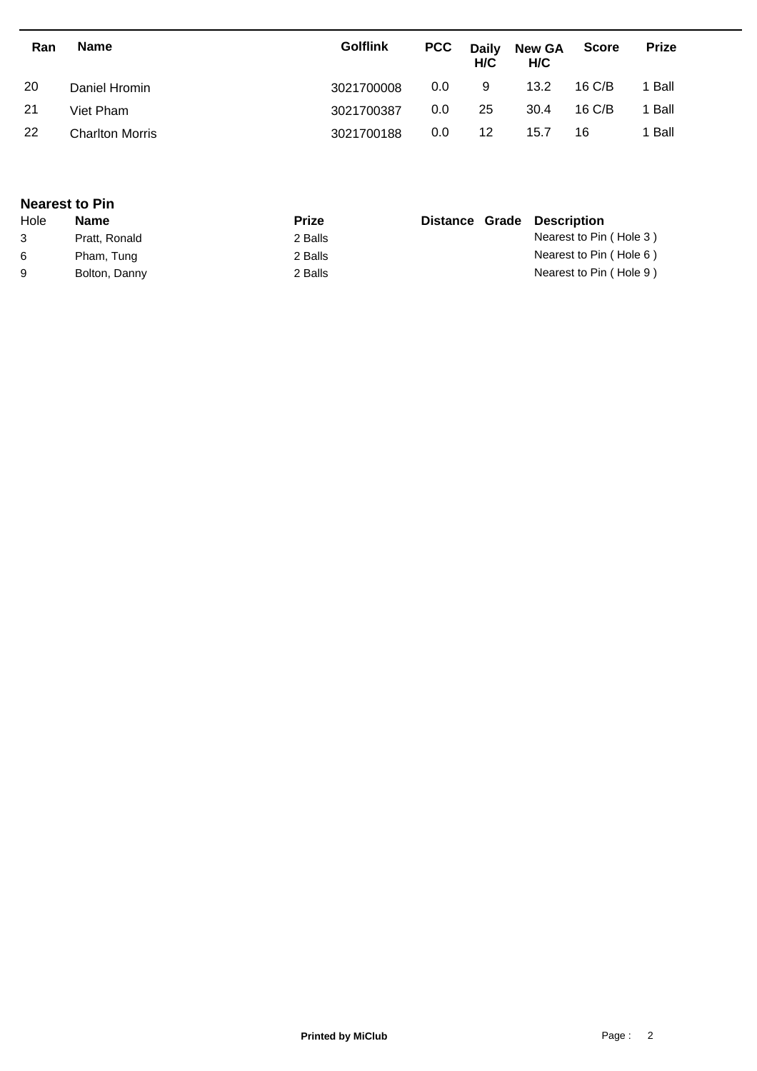| Ran | Name | Golflink | PCC | Daily H/C | New GA H/C | Score | Prize |
|---|---|---|---|---|---|---|---|
| 20 | Daniel Hromin | 3021700008 | 0.0 | 9 | 13.2 | 16 C/B | 1 Ball |
| 21 | Viet Pham | 3021700387 | 0.0 | 25 | 30.4 | 16 C/B | 1 Ball |
| 22 | Charlton Morris | 3021700188 | 0.0 | 12 | 15.7 | 16 | 1 Ball |

## Nearest to Pin

| Hole | Name | Prize | Distance | Grade | Description |
|---|---|---|---|---|---|
| 3 | Pratt, Ronald | 2 Balls | | | Nearest to Pin ( Hole 3 ) |
| 6 | Pham, Tung | 2 Balls | | | Nearest to Pin ( Hole 6 ) |
| 9 | Bolton, Danny | 2 Balls | | | Nearest to Pin ( Hole 9 ) |

**Printed by MiClub**